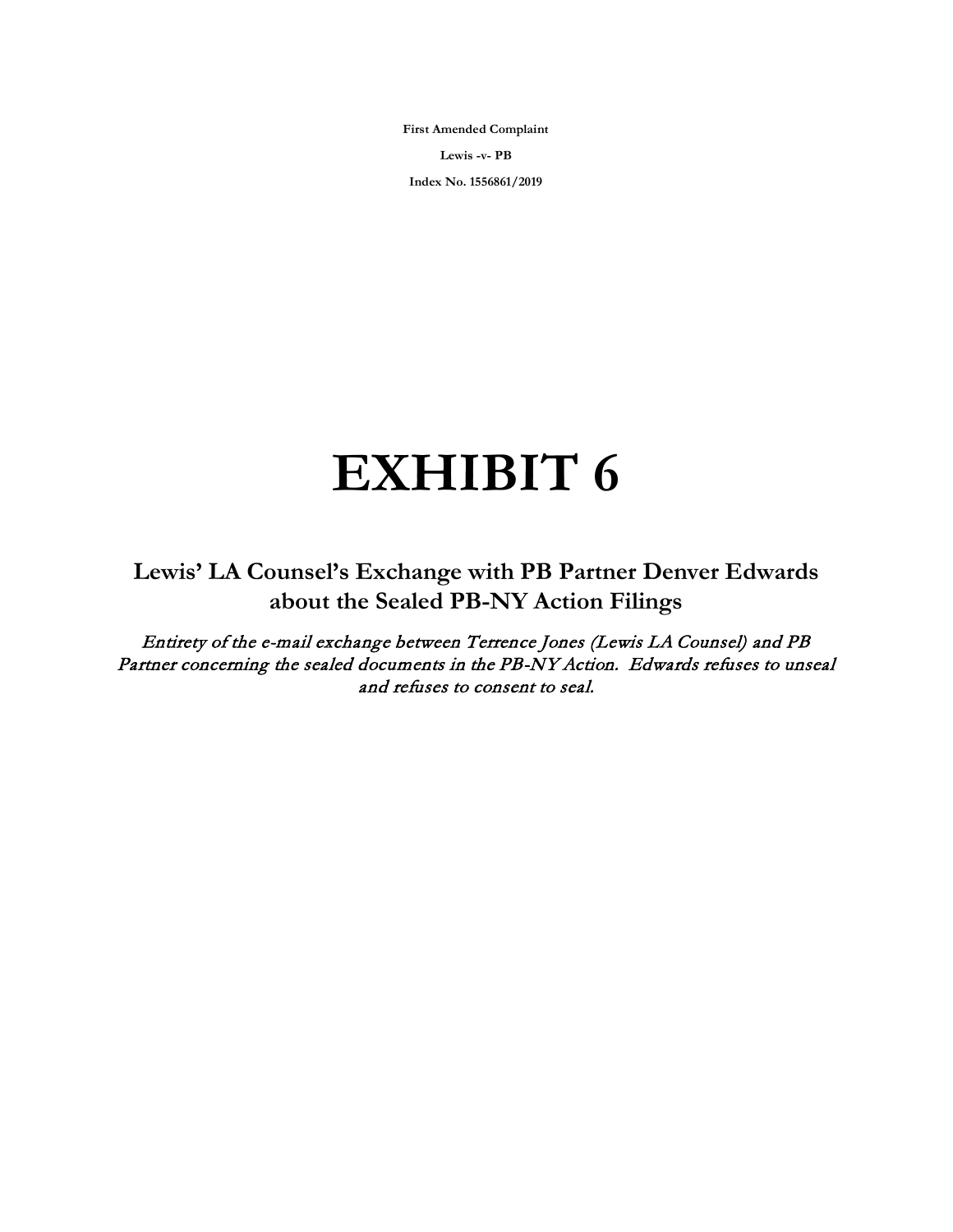**First Amended Complaint**

**Lewis -v- PB**

**Index No. 1556861/2019**

# EXHIBIT 6

## Lewis' LA Counsel's Exchange with PB Partner Denver Edwards about the Sealed PB-NY Action Filings

*Entirety of the e-mail exchange between Terrence Jones (Lewis LA Counsel) and PB Partner concerning the sealed documents in the PB-NY Action. Edwards refuses to unseal and refuses to consent to seal.*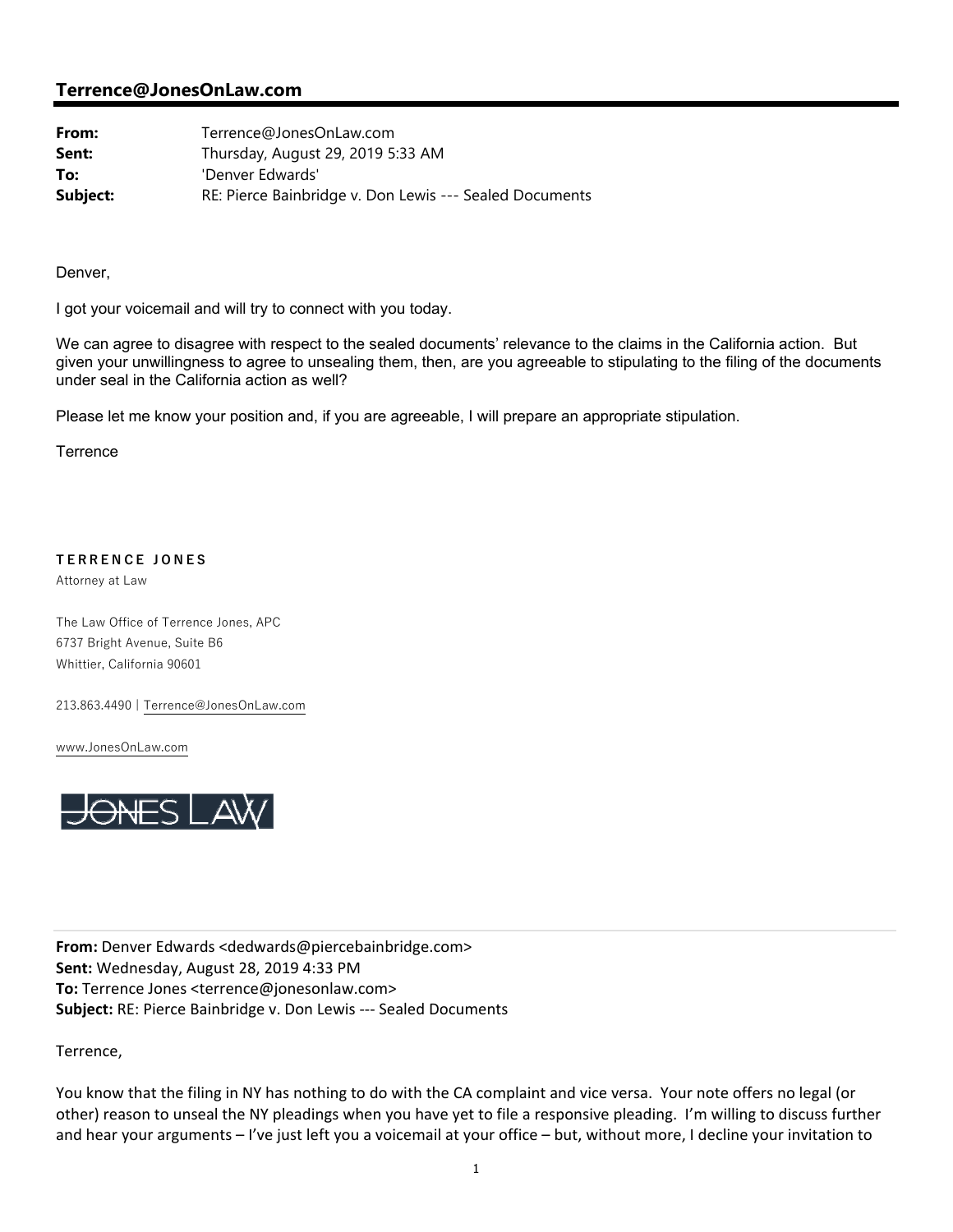## Terrence@JonesOnLaw.com

**From:** Terrence@JonesOnLaw.com
**Sent:** Thursday, August 29, 2019 5:33 AM
**To:** 'Denver Edwards'
**Subject:** RE: Pierce Bainbridge v. Don Lewis --- Sealed Documents

Denver,

I got your voicemail and will try to connect with you today.

We can agree to disagree with respect to the sealed documents' relevance to the claims in the California action. But given your unwillingness to agree to unsealing them, then, are you agreeable to stipulating to the filing of the documents under seal in the California action as well?

Please let me know your position and, if you are agreeable, I will prepare an appropriate stipulation.

Terrence

**TERRENCE JONES**
Attorney at Law

The Law Office of Terrence Jones, APC
6737 Bright Avenue, Suite B6
Whittier, California 90601

213.863.4490 | Terrence@JonesOnLaw.com

www.JonesOnLaw.com

JONES LAW

---

**From:** Denver Edwards <dedwards@piercebainbridge.com>
**Sent:** Wednesday, August 28, 2019 4:33 PM
**To:** Terrence Jones <terrence@jonesonlaw.com>
**Subject:** RE: Pierce Bainbridge v. Don Lewis --- Sealed Documents

Terrence,

You know that the filing in NY has nothing to do with the CA complaint and vice versa. Your note offers no legal (or other) reason to unseal the NY pleadings when you have yet to file a responsive pleading. I'm willing to discuss further and hear your arguments – I've just left you a voicemail at your office – but, without more, I decline your invitation to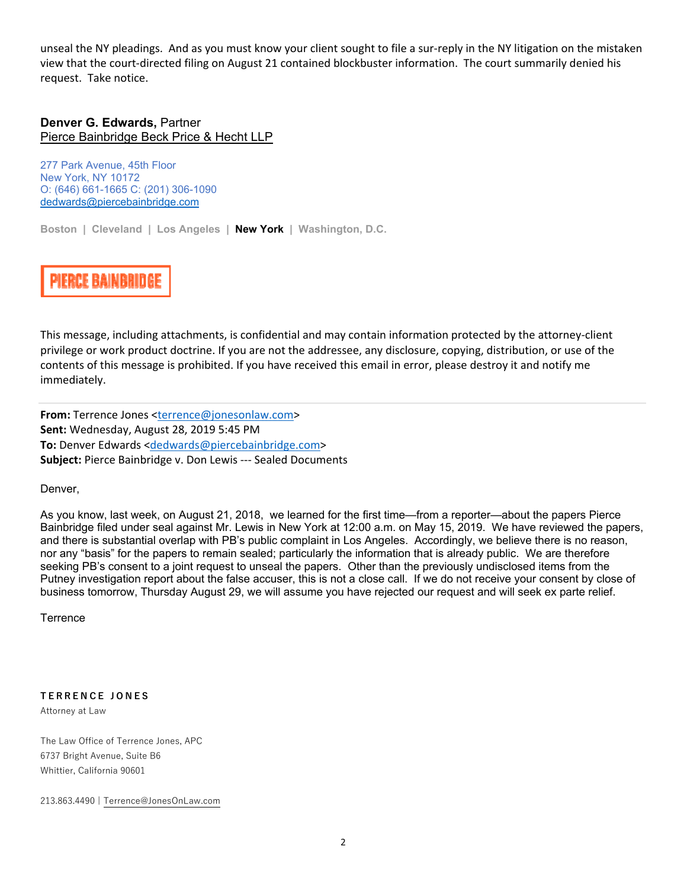unseal the NY pleadings. And as you must know your client sought to file a sur-reply in the NY litigation on the mistaken view that the court-directed filing on August 21 contained blockbuster information. The court summarily denied his request. Take notice.

**Denver G. Edwards,** Partner
Pierce Bainbridge Beck Price & Hecht LLP

277 Park Avenue, 45th Floor
New York, NY 10172
O: (646) 661-1665 C: (201) 306-1090
dedwards@piercebainbridge.com

Boston | Cleveland | Los Angeles | **New York** | Washington, D.C.

PIERCE BAINBRIDGE

This message, including attachments, is confidential and may contain information protected by the attorney-client privilege or work product doctrine. If you are not the addressee, any disclosure, copying, distribution, or use of the contents of this message is prohibited. If you have received this email in error, please destroy it and notify me immediately.

---

**From:** Terrence Jones <terrence@jonesonlaw.com>
**Sent:** Wednesday, August 28, 2019 5:45 PM
**To:** Denver Edwards <dedwards@piercebainbridge.com>
**Subject:** Pierce Bainbridge v. Don Lewis --- Sealed Documents

Denver,

As you know, last week, on August 21, 2018, we learned for the first time—from a reporter—about the papers Pierce Bainbridge filed under seal against Mr. Lewis in New York at 12:00 a.m. on May 15, 2019. We have reviewed the papers, and there is substantial overlap with PB's public complaint in Los Angeles. Accordingly, we believe there is no reason, nor any "basis" for the papers to remain sealed; particularly the information that is already public. We are therefore seeking PB's consent to a joint request to unseal the papers. Other than the previously undisclosed items from the Putney investigation report about the false accuser, this is not a close call. If we do not receive your consent by close of business tomorrow, Thursday August 29, we will assume you have rejected our request and will seek ex parte relief.

Terrence

**TERRENCE JONES**
Attorney at Law

The Law Office of Terrence Jones, APC
6737 Bright Avenue, Suite B6
Whittier, California 90601

213.863.4490 | Terrence@JonesOnLaw.com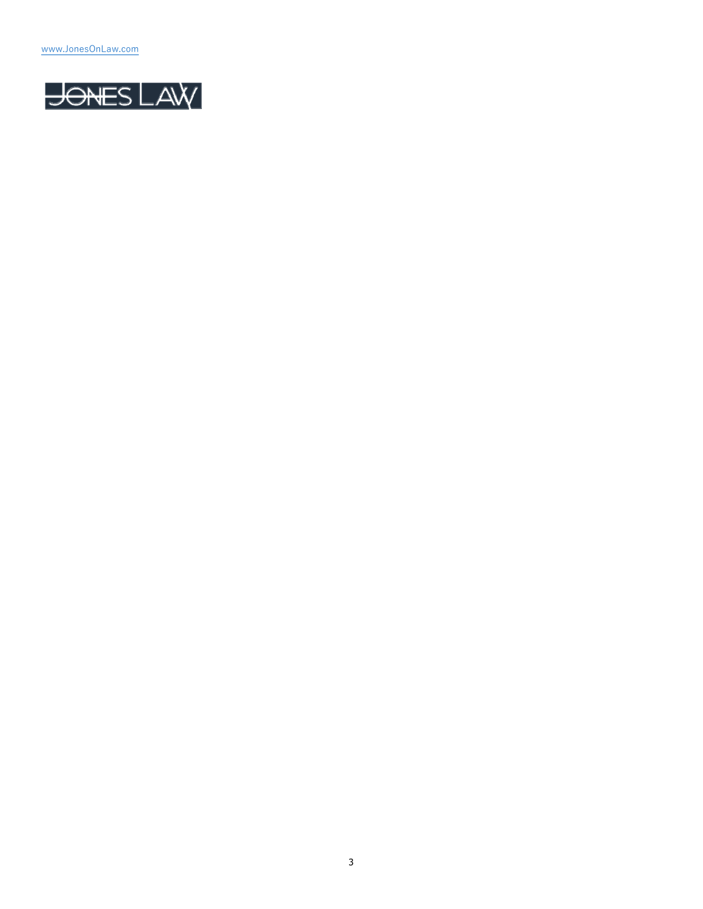www.JonesOnLaw.com